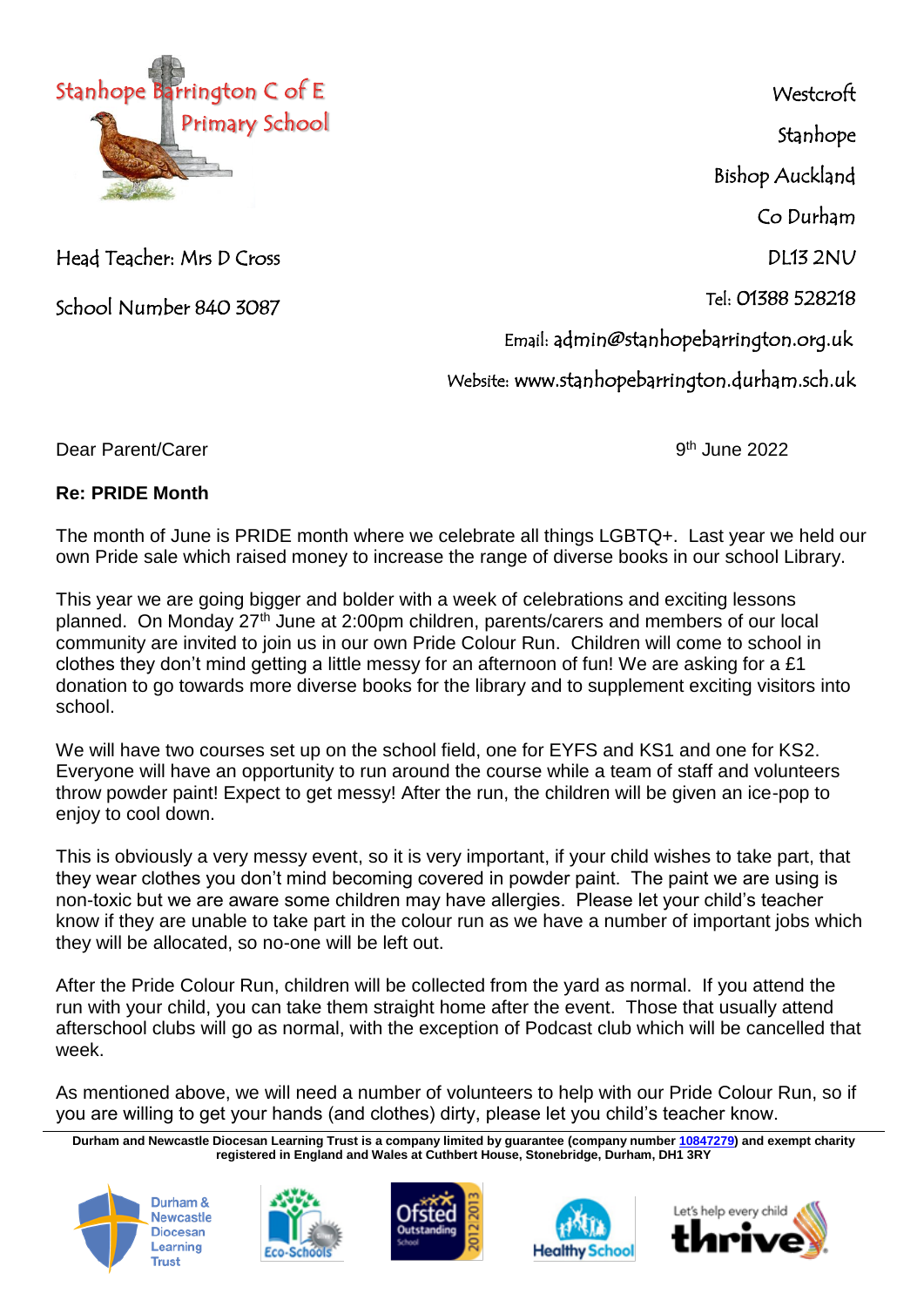Stanhope Barrington C of E Primary School

Head Teacher: Mrs D Cross

School Number 840 3087

Westcroft
Stanhope
Bishop Auckland
Co Durham
DL13 2NU
Tel: 01388 528218
Email: admin@stanhopebarrington.org.uk
Website: www.stanhopebarrington.durham.sch.uk

Dear Parent/Carer

9th June 2022

**Re: PRIDE Month**

The month of June is PRIDE month where we celebrate all things LGBTQ+. Last year we held our own Pride sale which raised money to increase the range of diverse books in our school Library.

This year we are going bigger and bolder with a week of celebrations and exciting lessons planned. On Monday 27th June at 2:00pm children, parents/carers and members of our local community are invited to join us in our own Pride Colour Run. Children will come to school in clothes they don't mind getting a little messy for an afternoon of fun! We are asking for a £1 donation to go towards more diverse books for the library and to supplement exciting visitors into school.

We will have two courses set up on the school field, one for EYFS and KS1 and one for KS2. Everyone will have an opportunity to run around the course while a team of staff and volunteers throw powder paint! Expect to get messy! After the run, the children will be given an ice-pop to enjoy to cool down.

This is obviously a very messy event, so it is very important, if your child wishes to take part, that they wear clothes you don't mind becoming covered in powder paint. The paint we are using is non-toxic but we are aware some children may have allergies. Please let your child's teacher know if they are unable to take part in the colour run as we have a number of important jobs which they will be allocated, so no-one will be left out.

After the Pride Colour Run, children will be collected from the yard as normal. If you attend the run with your child, you can take them straight home after the event. Those that usually attend afterschool clubs will go as normal, with the exception of Podcast club which will be cancelled that week.

As mentioned above, we will need a number of volunteers to help with our Pride Colour Run, so if you are willing to get your hands (and clothes) dirty, please let you child's teacher know.

**Durham and Newcastle Diocesan Learning Trust is a company limited by guarantee (company number 10847279) and exempt charity registered in England and Wales at Cuthbert House, Stonebridge, Durham, DH1 3RY**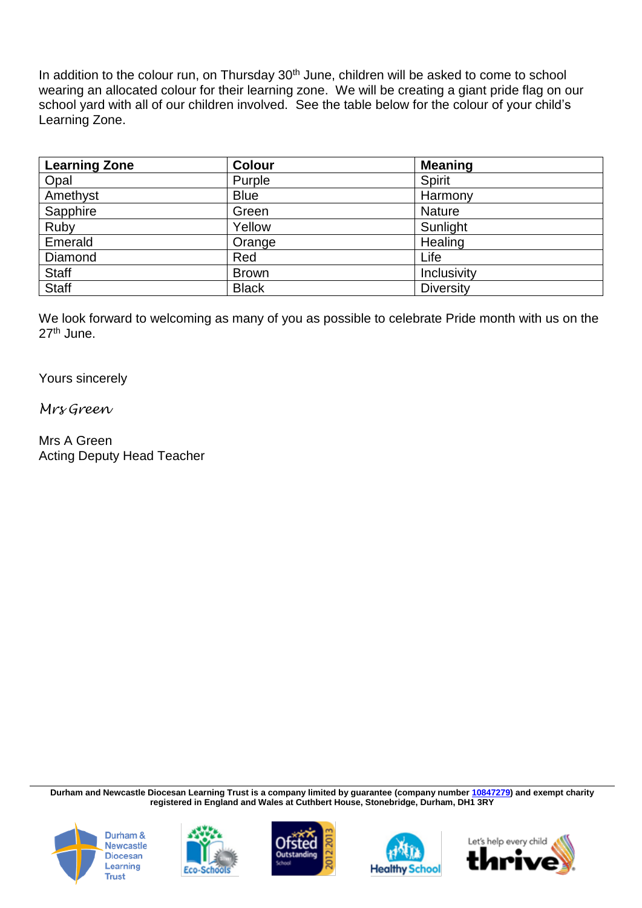In addition to the colour run, on Thursday 30th June, children will be asked to come to school wearing an allocated colour for their learning zone. We will be creating a giant pride flag on our school yard with all of our children involved. See the table below for the colour of your child's Learning Zone.

| Learning Zone | Colour | Meaning |
|---|---|---|
| Opal | Purple | Spirit |
| Amethyst | Blue | Harmony |
| Sapphire | Green | Nature |
| Ruby | Yellow | Sunlight |
| Emerald | Orange | Healing |
| Diamond | Red | Life |
| Staff | Brown | Inclusivity |
| Staff | Black | Diversity |

We look forward to welcoming as many of you as possible to celebrate Pride month with us on the 27th June.

Yours sincerely

*Mrs Green*

Mrs A Green
Acting Deputy Head Teacher

Durham and Newcastle Diocesan Learning Trust is a company limited by guarantee (company number 10847279) and exempt charity registered in England and Wales at Cuthbert House, Stonebridge, Durham, DH1 3RY